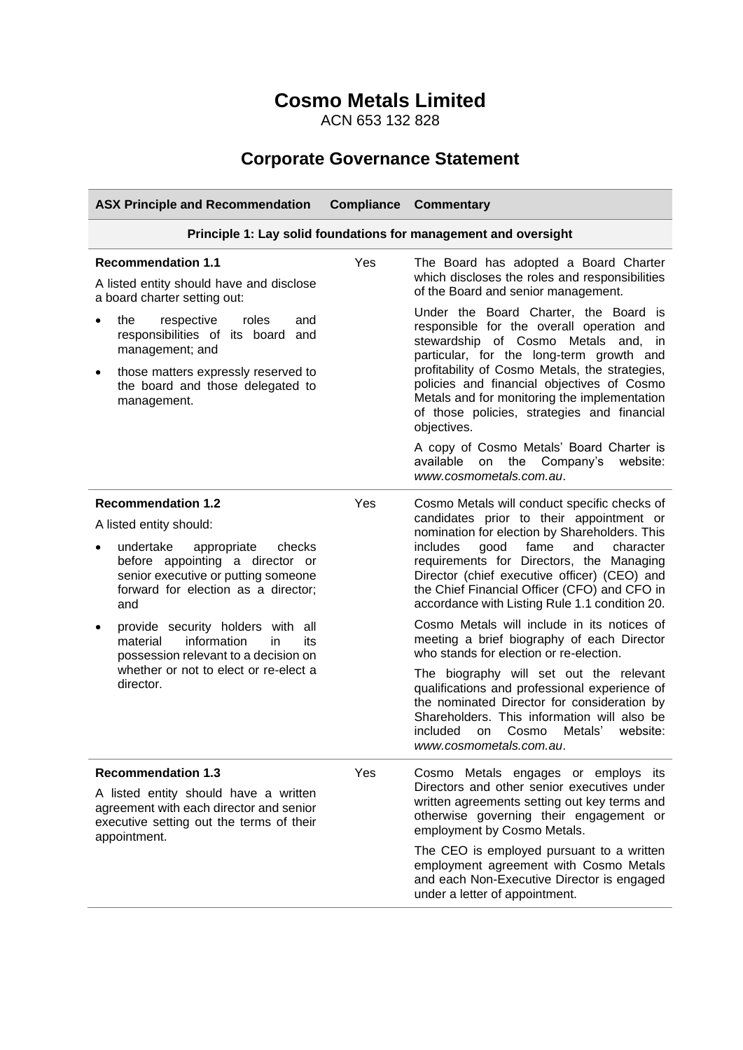# Cosmo Metals Limited

ACN 653 132 828

## Corporate Governance Statement

| ASX Principle and Recommendation | Compliance | Commentary |
|---|---|---|
| **Principle 1: Lay solid foundations for management and oversight** | | |
| **Recommendation 1.1**<br><br>A listed entity should have and disclose a board charter setting out:<br><br>• the respective roles and responsibilities of its board and management; and<br><br>• those matters expressly reserved to the board and those delegated to management. | Yes | The Board has adopted a Board Charter which discloses the roles and responsibilities of the Board and senior management.<br><br>Under the Board Charter, the Board is responsible for the overall operation and stewardship of Cosmo Metals and, in particular, for the long-term growth and profitability of Cosmo Metals, the strategies, policies and financial objectives of Cosmo Metals and for monitoring the implementation of those policies, strategies and financial objectives.<br><br>A copy of Cosmo Metals' Board Charter is available on the Company's website: *www.cosmometals.com.au*. |
| **Recommendation 1.2**<br><br>A listed entity should:<br><br>• undertake appropriate checks before appointing a director or senior executive or putting someone forward for election as a director; and<br><br>• provide security holders with all material information in its possession relevant to a decision on whether or not to elect or re-elect a director. | Yes | Cosmo Metals will conduct specific checks of candidates prior to their appointment or nomination for election by Shareholders. This includes good fame and character requirements for Directors, the Managing Director (chief executive officer) (CEO) and the Chief Financial Officer (CFO) and CFO in accordance with Listing Rule 1.1 condition 20.<br><br>Cosmo Metals will include in its notices of meeting a brief biography of each Director who stands for election or re-election.<br><br>The biography will set out the relevant qualifications and professional experience of the nominated Director for consideration by Shareholders. This information will also be included on Cosmo Metals' website: *www.cosmometals.com.au*. |
| **Recommendation 1.3**<br><br>A listed entity should have a written agreement with each director and senior executive setting out the terms of their appointment. | Yes | Cosmo Metals engages or employs its Directors and other senior executives under written agreements setting out key terms and otherwise governing their engagement or employment by Cosmo Metals.<br><br>The CEO is employed pursuant to a written employment agreement with Cosmo Metals and each Non-Executive Director is engaged under a letter of appointment. |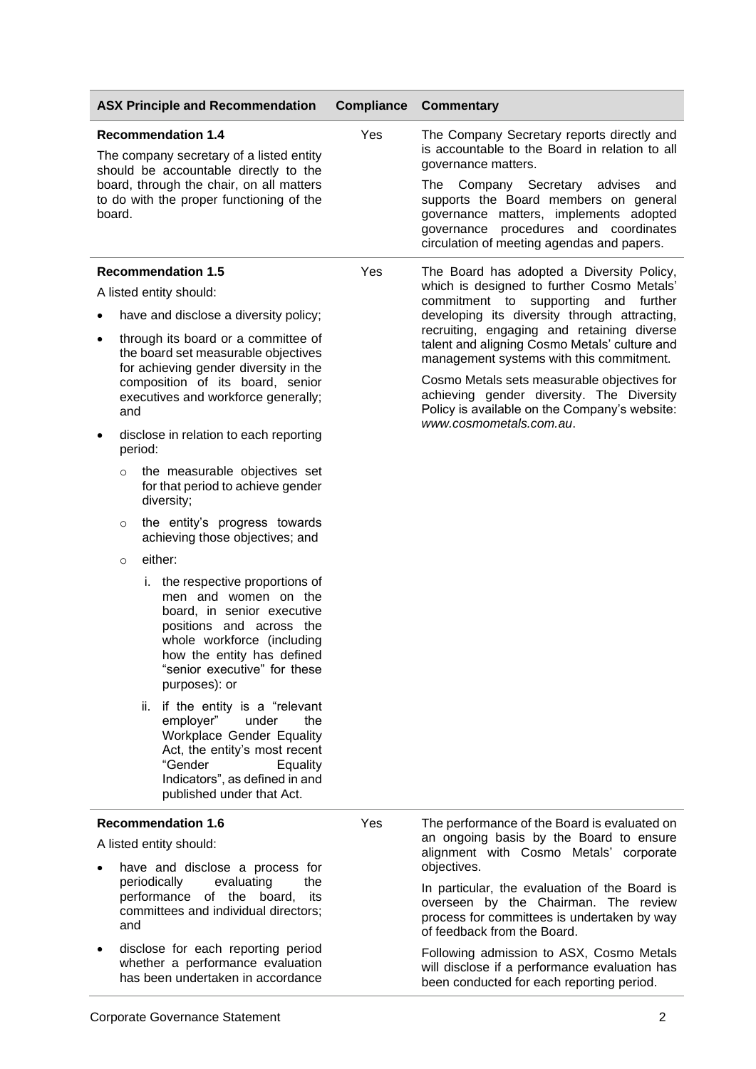| ASX Principle and Recommendation | Compliance | Commentary |
|---|---|---|
| **Recommendation 1.4**<br>The company secretary of a listed entity should be accountable directly to the board, through the chair, on all matters to do with the proper functioning of the board. | Yes | The Company Secretary reports directly and is accountable to the Board in relation to all governance matters.<br>The Company Secretary advises and supports the Board members on general governance matters, implements adopted governance procedures and coordinates circulation of meeting agendas and papers. |
| **Recommendation 1.5**<br>A listed entity should:<br>• have and disclose a diversity policy;<br>• through its board or a committee of the board set measurable objectives for achieving gender diversity in the composition of its board, senior executives and workforce generally; and<br>• disclose in relation to each reporting period:<br>&nbsp;&nbsp;○ the measurable objectives set for that period to achieve gender diversity;<br>&nbsp;&nbsp;○ the entity's progress towards achieving those objectives; and<br>&nbsp;&nbsp;○ either:<br>&nbsp;&nbsp;&nbsp;&nbsp;i. the respective proportions of men and women on the board, in senior executive positions and across the whole workforce (including how the entity has defined "senior executive" for these purposes): or<br>&nbsp;&nbsp;&nbsp;&nbsp;ii. if the entity is a "relevant employer" under the Workplace Gender Equality Act, the entity's most recent "Gender Equality Indicators", as defined in and published under that Act. | Yes | The Board has adopted a Diversity Policy, which is designed to further Cosmo Metals' commitment to supporting and further developing its diversity through attracting, recruiting, engaging and retaining diverse talent and aligning Cosmo Metals' culture and management systems with this commitment.<br>Cosmo Metals sets measurable objectives for achieving gender diversity. The Diversity Policy is available on the Company's website: *www.cosmometals.com.au*. |
| **Recommendation 1.6**<br>A listed entity should:<br>• have and disclose a process for periodically evaluating the performance of the board, its committees and individual directors; and<br>• disclose for each reporting period whether a performance evaluation has been undertaken in accordance | Yes | The performance of the Board is evaluated on an ongoing basis by the Board to ensure alignment with Cosmo Metals' corporate objectives.<br>In particular, the evaluation of the Board is overseen by the Chairman. The review process for committees is undertaken by way of feedback from the Board.<br>Following admission to ASX, Cosmo Metals will disclose if a performance evaluation has been conducted for each reporting period. |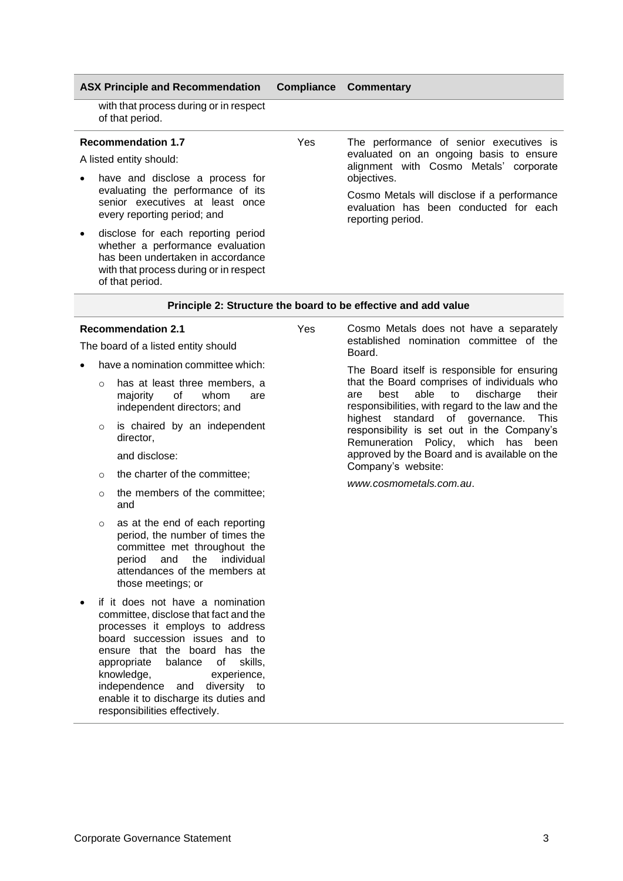| ASX Principle and Recommendation | Compliance | Commentary |
|---|---|---|
| with that process during or in respect of that period. | | |
| **Recommendation 1.7**<br>A listed entity should:<br>• have and disclose a process for evaluating the performance of its senior executives at least once every reporting period; and<br>• disclose for each reporting period whether a performance evaluation has been undertaken in accordance with that process during or in respect of that period. | Yes | The performance of senior executives is evaluated on an ongoing basis to ensure alignment with Cosmo Metals' corporate objectives.<br>Cosmo Metals will disclose if a performance evaluation has been conducted for each reporting period. |
| **Principle 2: Structure the board to be effective and add value** | | |
| **Recommendation 2.1**<br>The board of a listed entity should<br>• have a nomination committee which:<br>&nbsp;&nbsp;○ has at least three members, a majority of whom are independent directors; and<br>&nbsp;&nbsp;○ is chaired by an independent director,<br>&nbsp;&nbsp;and disclose:<br>&nbsp;&nbsp;○ the charter of the committee;<br>&nbsp;&nbsp;○ the members of the committee; and<br>&nbsp;&nbsp;○ as at the end of each reporting period, the number of times the committee met throughout the period and the individual attendances of the members at those meetings; or<br>• if it does not have a nomination committee, disclose that fact and the processes it employs to address board succession issues and to ensure that the board has the appropriate balance of skills, knowledge, experience, independence and diversity to enable it to discharge its duties and responsibilities effectively. | Yes | Cosmo Metals does not have a separately established nomination committee of the Board.<br>The Board itself is responsible for ensuring that the Board comprises of individuals who are best able to discharge their responsibilities, with regard to the law and the highest standard of governance. This responsibility is set out in the Company's Remuneration Policy, which has been approved by the Board and is available on the Company's website:<br>*www.cosmometals.com.au*. |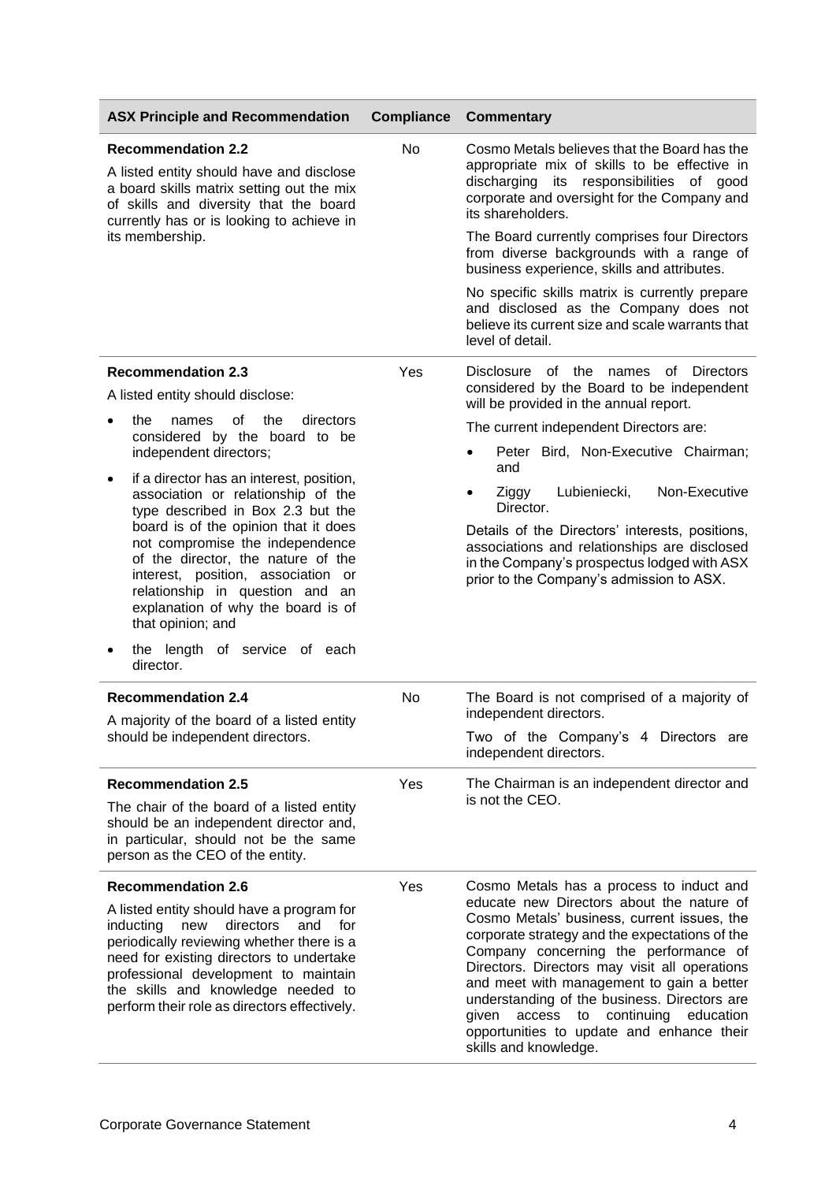| ASX Principle and Recommendation | Compliance | Commentary |
|---|---|---|
| **Recommendation 2.2**<br>A listed entity should have and disclose a board skills matrix setting out the mix of skills and diversity that the board currently has or is looking to achieve in its membership. | No | Cosmo Metals believes that the Board has the appropriate mix of skills to be effective in discharging its responsibilities of good corporate and oversight for the Company and its shareholders.<br>The Board currently comprises four Directors from diverse backgrounds with a range of business experience, skills and attributes.<br>No specific skills matrix is currently prepare and disclosed as the Company does not believe its current size and scale warrants that level of detail. |
| **Recommendation 2.3**<br>A listed entity should disclose:<br>• the names of the directors considered by the board to be independent directors;<br>• if a director has an interest, position, association or relationship of the type described in Box 2.3 but the board is of the opinion that it does not compromise the independence of the director, the nature of the interest, position, association or relationship in question and an explanation of why the board is of that opinion; and<br>• the length of service of each director. | Yes | Disclosure of the names of Directors considered by the Board to be independent will be provided in the annual report.<br>The current independent Directors are:<br>• Peter Bird, Non-Executive Chairman; and<br>• Ziggy Lubieniecki, Non-Executive Director.<br>Details of the Directors' interests, positions, associations and relationships are disclosed in the Company's prospectus lodged with ASX prior to the Company's admission to ASX. |
| **Recommendation 2.4**<br>A majority of the board of a listed entity should be independent directors. | No | The Board is not comprised of a majority of independent directors.<br>Two of the Company's 4 Directors are independent directors. |
| **Recommendation 2.5**<br>The chair of the board of a listed entity should be an independent director and, in particular, should not be the same person as the CEO of the entity. | Yes | The Chairman is an independent director and is not the CEO. |
| **Recommendation 2.6**<br>A listed entity should have a program for inducting new directors and for periodically reviewing whether there is a need for existing directors to undertake professional development to maintain the skills and knowledge needed to perform their role as directors effectively. | Yes | Cosmo Metals has a process to induct and educate new Directors about the nature of Cosmo Metals' business, current issues, the corporate strategy and the expectations of the Company concerning the performance of Directors. Directors may visit all operations and meet with management to gain a better understanding of the business. Directors are given access to continuing education opportunities to update and enhance their skills and knowledge. |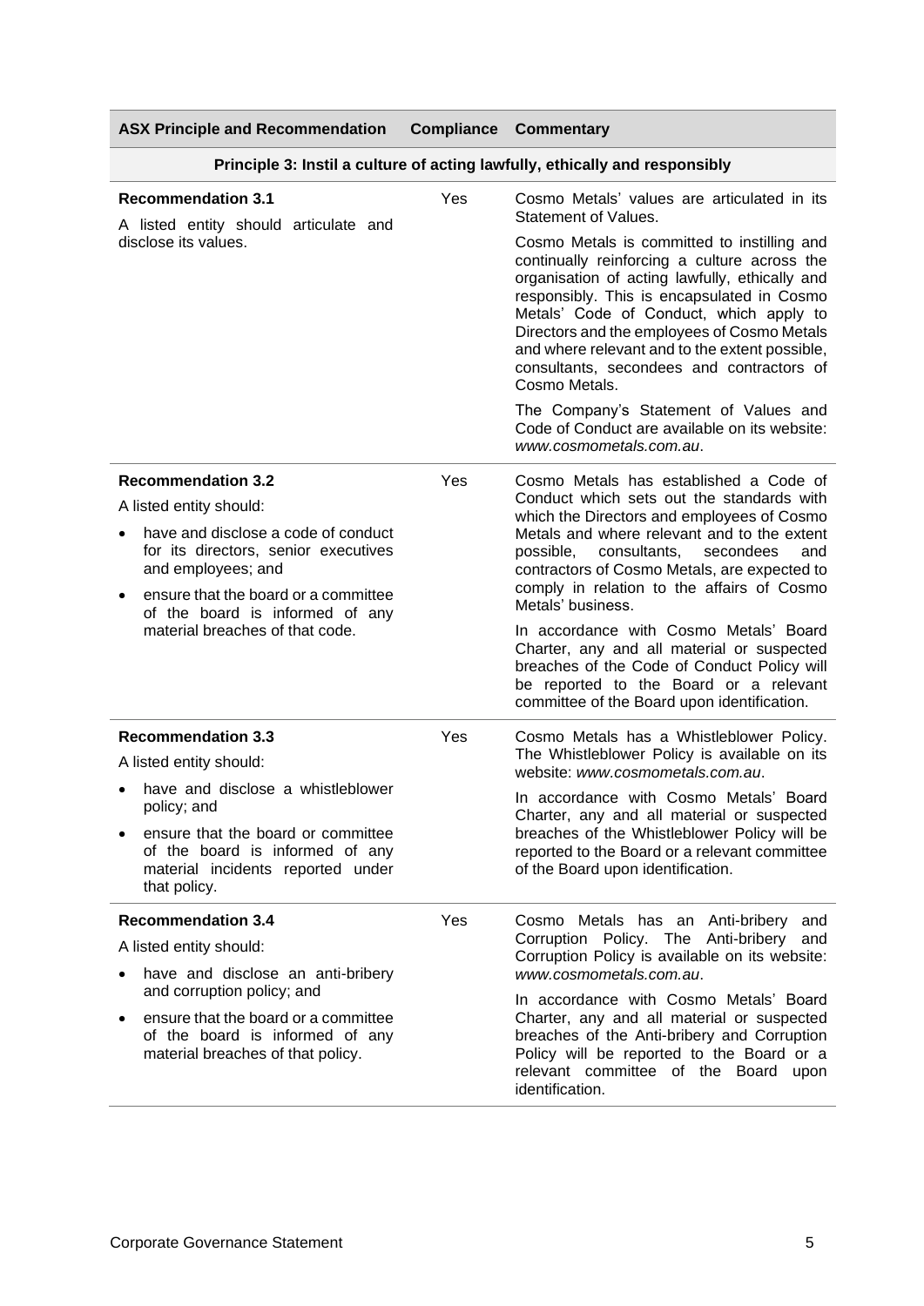| ASX Principle and Recommendation | Compliance | Commentary |
|---|---|---|
| **Principle 3: Instil a culture of acting lawfully, ethically and responsibly** | | |
| **Recommendation 3.1**<br>A listed entity should articulate and disclose its values. | Yes | Cosmo Metals' values are articulated in its Statement of Values.<br>Cosmo Metals is committed to instilling and continually reinforcing a culture across the organisation of acting lawfully, ethically and responsibly. This is encapsulated in Cosmo Metals' Code of Conduct, which apply to Directors and the employees of Cosmo Metals and where relevant and to the extent possible, consultants, secondees and contractors of Cosmo Metals.<br>The Company's Statement of Values and Code of Conduct are available on its website: *www.cosmometals.com.au*. |
| **Recommendation 3.2**<br>A listed entity should:<br>• have and disclose a code of conduct for its directors, senior executives and employees; and<br>• ensure that the board or a committee of the board is informed of any material breaches of that code. | Yes | Cosmo Metals has established a Code of Conduct which sets out the standards with which the Directors and employees of Cosmo Metals and where relevant and to the extent possible, consultants, secondees and contractors of Cosmo Metals, are expected to comply in relation to the affairs of Cosmo Metals' business.<br>In accordance with Cosmo Metals' Board Charter, any and all material or suspected breaches of the Code of Conduct Policy will be reported to the Board or a relevant committee of the Board upon identification. |
| **Recommendation 3.3**<br>A listed entity should:<br>• have and disclose a whistleblower policy; and<br>• ensure that the board or committee of the board is informed of any material incidents reported under that policy. | Yes | Cosmo Metals has a Whistleblower Policy. The Whistleblower Policy is available on its website: *www.cosmometals.com.au*.<br>In accordance with Cosmo Metals' Board Charter, any and all material or suspected breaches of the Whistleblower Policy will be reported to the Board or a relevant committee of the Board upon identification. |
| **Recommendation 3.4**<br>A listed entity should:<br>• have and disclose an anti-bribery and corruption policy; and<br>• ensure that the board or a committee of the board is informed of any material breaches of that policy. | Yes | Cosmo Metals has an Anti-bribery and Corruption Policy. The Anti-bribery and Corruption Policy is available on its website: *www.cosmometals.com.au*.<br>In accordance with Cosmo Metals' Board Charter, any and all material or suspected breaches of the Anti-bribery and Corruption Policy will be reported to the Board or a relevant committee of the Board upon identification. |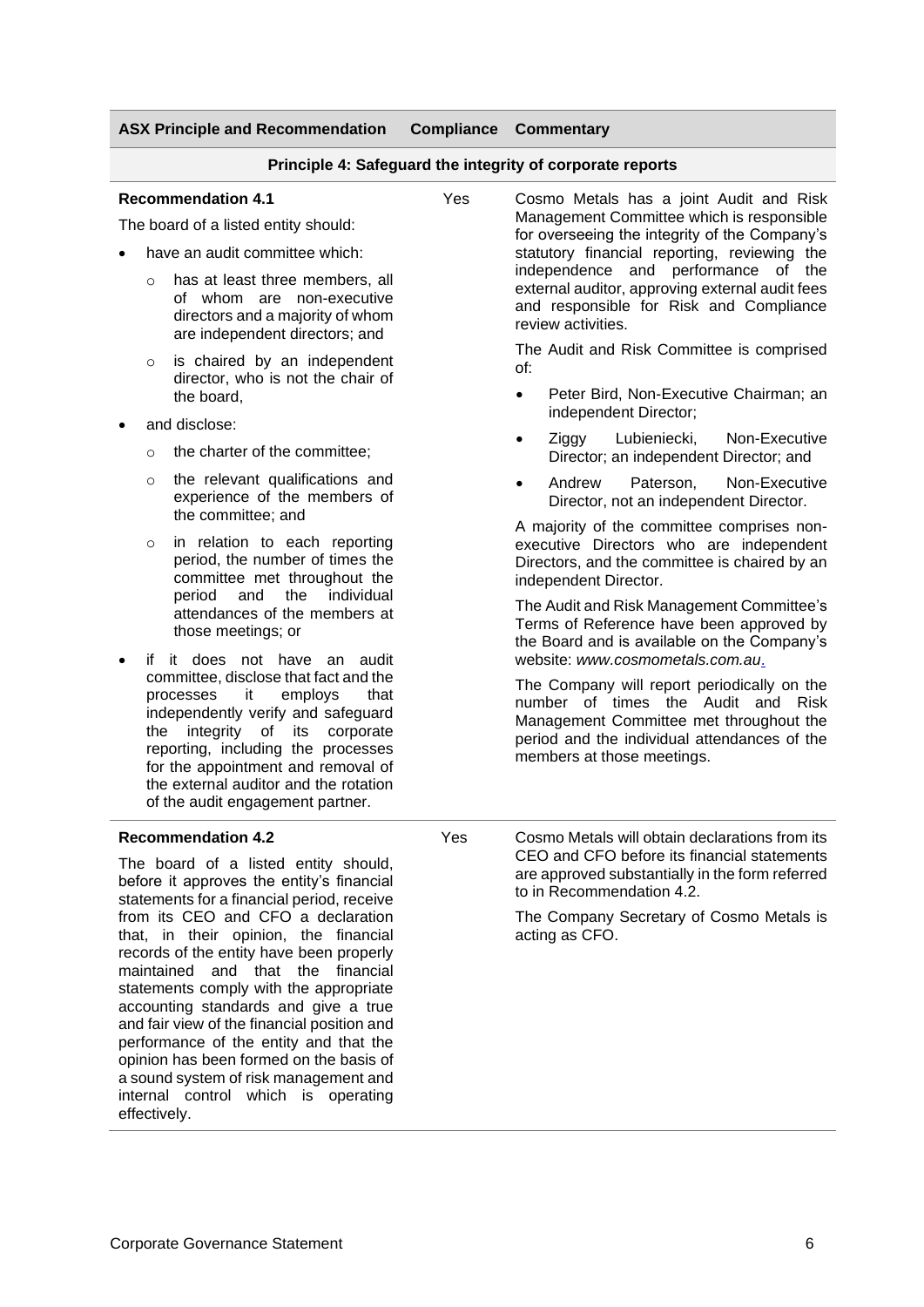| ASX Principle and Recommendation | Compliance | Commentary |
|---|---|---|
| **Principle 4: Safeguard the integrity of corporate reports** | | |
| **Recommendation 4.1**<br><br>The board of a listed entity should:<br><br>• have an audit committee which:<br>  ○ has at least three members, all of whom are non-executive directors and a majority of whom are independent directors; and<br>  ○ is chaired by an independent director, who is not the chair of the board,<br><br>• and disclose:<br>  ○ the charter of the committee;<br>  ○ the relevant qualifications and experience of the members of the committee; and<br>  ○ in relation to each reporting period, the number of times the committee met throughout the period and the individual attendances of the members at those meetings; or<br><br>• if it does not have an audit committee, disclose that fact and the processes it employs that independently verify and safeguard the integrity of its corporate reporting, including the processes for the appointment and removal of the external auditor and the rotation of the audit engagement partner. | Yes | Cosmo Metals has a joint Audit and Risk Management Committee which is responsible for overseeing the integrity of the Company's statutory financial reporting, reviewing the independence and performance of the external auditor, approving external audit fees and responsible for Risk and Compliance review activities.<br><br>The Audit and Risk Committee is comprised of:<br><br>• Peter Bird, Non-Executive Chairman; an independent Director;<br>• Ziggy Lubieniecki, Non-Executive Director; an independent Director; and<br>• Andrew Paterson, Non-Executive Director, not an independent Director.<br><br>A majority of the committee comprises non-executive Directors who are independent Directors, and the committee is chaired by an independent Director.<br><br>The Audit and Risk Management Committee's Terms of Reference have been approved by the Board and is available on the Company's website: *www.cosmometals.com.au*.<br><br>The Company will report periodically on the number of times the Audit and Risk Management Committee met throughout the period and the individual attendances of the members at those meetings. |
| **Recommendation 4.2**<br><br>The board of a listed entity should, before it approves the entity's financial statements for a financial period, receive from its CEO and CFO a declaration that, in their opinion, the financial records of the entity have been properly maintained and that the financial statements comply with the appropriate accounting standards and give a true and fair view of the financial position and performance of the entity and that the opinion has been formed on the basis of a sound system of risk management and internal control which is operating effectively. | Yes | Cosmo Metals will obtain declarations from its CEO and CFO before its financial statements are approved substantially in the form referred to in Recommendation 4.2.<br><br>The Company Secretary of Cosmo Metals is acting as CFO. |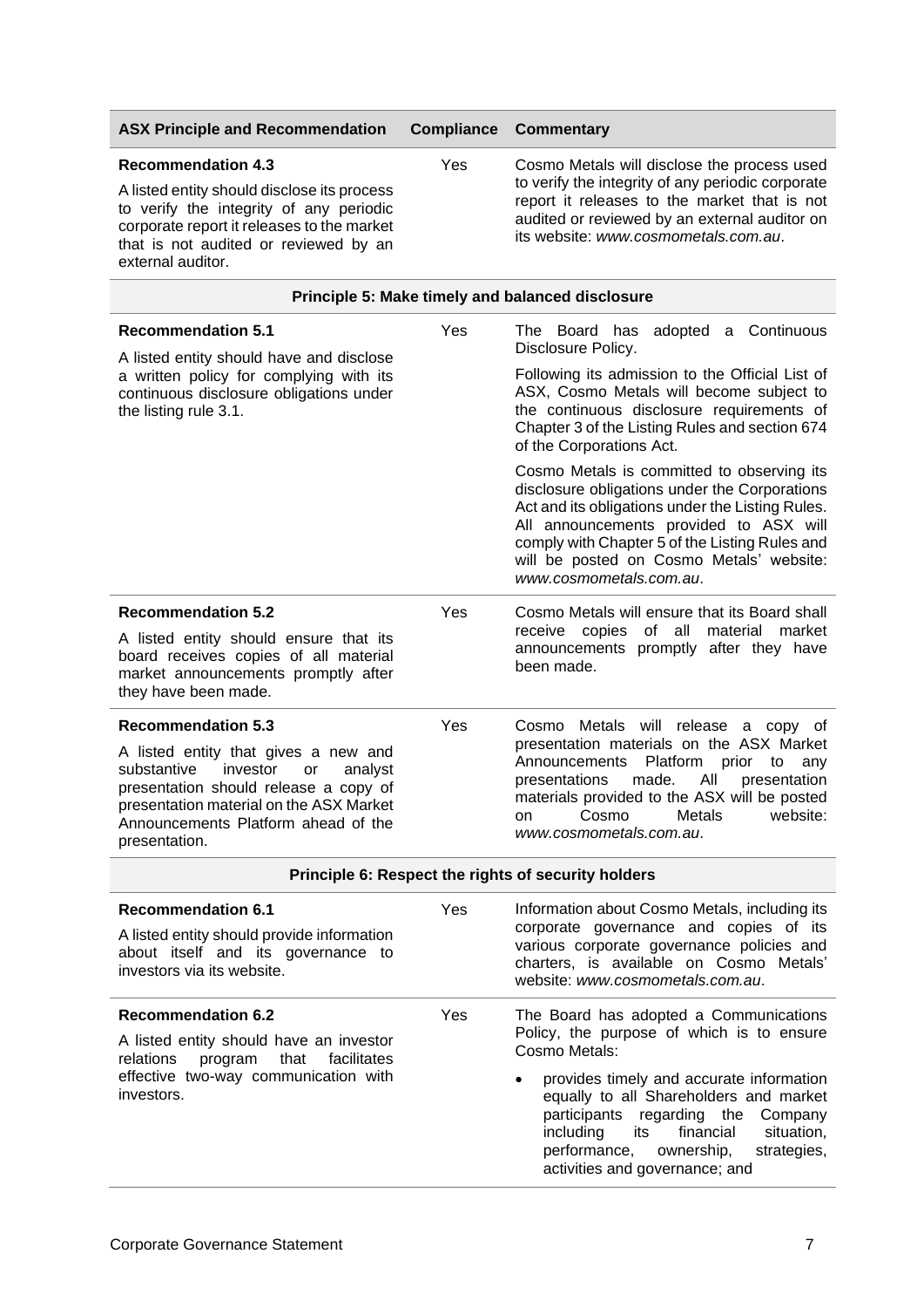| ASX Principle and Recommendation | Compliance | Commentary |
|---|---|---|
| **Recommendation 4.3**<br>A listed entity should disclose its process to verify the integrity of any periodic corporate report it releases to the market that is not audited or reviewed by an external auditor. | Yes | Cosmo Metals will disclose the process used to verify the integrity of any periodic corporate report it releases to the market that is not audited or reviewed by an external auditor on its website: *www.cosmometals.com.au*. |
| **Principle 5: Make timely and balanced disclosure** | | |
| **Recommendation 5.1**<br>A listed entity should have and disclose a written policy for complying with its continuous disclosure obligations under the listing rule 3.1. | Yes | The Board has adopted a Continuous Disclosure Policy.<br>Following its admission to the Official List of ASX, Cosmo Metals will become subject to the continuous disclosure requirements of Chapter 3 of the Listing Rules and section 674 of the Corporations Act.<br>Cosmo Metals is committed to observing its disclosure obligations under the Corporations Act and its obligations under the Listing Rules. All announcements provided to ASX will comply with Chapter 5 of the Listing Rules and will be posted on Cosmo Metals' website: *www.cosmometals.com.au*. |
| **Recommendation 5.2**<br>A listed entity should ensure that its board receives copies of all material market announcements promptly after they have been made. | Yes | Cosmo Metals will ensure that its Board shall receive copies of all material market announcements promptly after they have been made. |
| **Recommendation 5.3**<br>A listed entity that gives a new and substantive investor or analyst presentation should release a copy of presentation material on the ASX Market Announcements Platform ahead of the presentation. | Yes | Cosmo Metals will release a copy of presentation materials on the ASX Market Announcements Platform prior to any presentations made. All presentation materials provided to the ASX will be posted on Cosmo Metals website: *www.cosmometals.com.au*. |
| **Principle 6: Respect the rights of security holders** | | |
| **Recommendation 6.1**<br>A listed entity should provide information about itself and its governance to investors via its website. | Yes | Information about Cosmo Metals, including its corporate governance and copies of its various corporate governance policies and charters, is available on Cosmo Metals' website: *www.cosmometals.com.au*. |
| **Recommendation 6.2**<br>A listed entity should have an investor relations program that facilitates effective two-way communication with investors. | Yes | The Board has adopted a Communications Policy, the purpose of which is to ensure Cosmo Metals:<br>• provides timely and accurate information equally to all Shareholders and market participants regarding the Company including its financial situation, performance, ownership, strategies, activities and governance; and |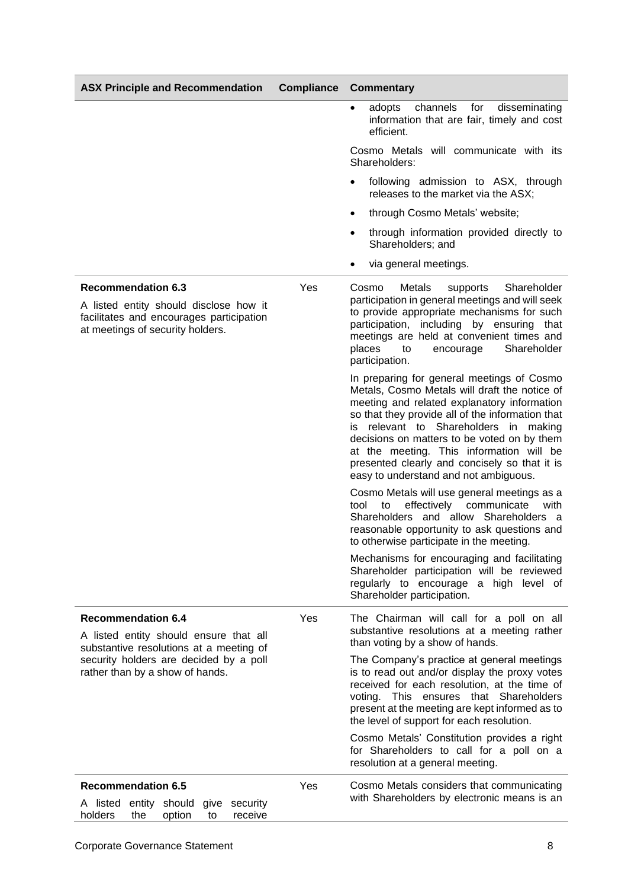| ASX Principle and Recommendation | Compliance | Commentary |
| --- | --- | --- |
| | | • adopts channels for disseminating information that are fair, timely and cost efficient.<br><br>Cosmo Metals will communicate with its Shareholders:<br><br>• following admission to ASX, through releases to the market via the ASX;<br>• through Cosmo Metals' website;<br>• through information provided directly to Shareholders; and<br>• via general meetings. |
| **Recommendation 6.3**<br><br>A listed entity should disclose how it facilitates and encourages participation at meetings of security holders. | Yes | Cosmo Metals supports Shareholder participation in general meetings and will seek to provide appropriate mechanisms for such participation, including by ensuring that meetings are held at convenient times and places to encourage Shareholder participation.<br><br>In preparing for general meetings of Cosmo Metals, Cosmo Metals will draft the notice of meeting and related explanatory information so that they provide all of the information that is relevant to Shareholders in making decisions on matters to be voted on by them at the meeting. This information will be presented clearly and concisely so that it is easy to understand and not ambiguous.<br><br>Cosmo Metals will use general meetings as a tool to effectively communicate with Shareholders and allow Shareholders a reasonable opportunity to ask questions and to otherwise participate in the meeting.<br><br>Mechanisms for encouraging and facilitating Shareholder participation will be reviewed regularly to encourage a high level of Shareholder participation. |
| **Recommendation 6.4**<br><br>A listed entity should ensure that all substantive resolutions at a meeting of security holders are decided by a poll rather than by a show of hands. | Yes | The Chairman will call for a poll on all substantive resolutions at a meeting rather than voting by a show of hands.<br><br>The Company's practice at general meetings is to read out and/or display the proxy votes received for each resolution, at the time of voting. This ensures that Shareholders present at the meeting are kept informed as to the level of support for each resolution.<br><br>Cosmo Metals' Constitution provides a right for Shareholders to call for a poll on a resolution at a general meeting. |
| **Recommendation 6.5**<br><br>A listed entity should give security holders the option to receive | Yes | Cosmo Metals considers that communicating with Shareholders by electronic means is an |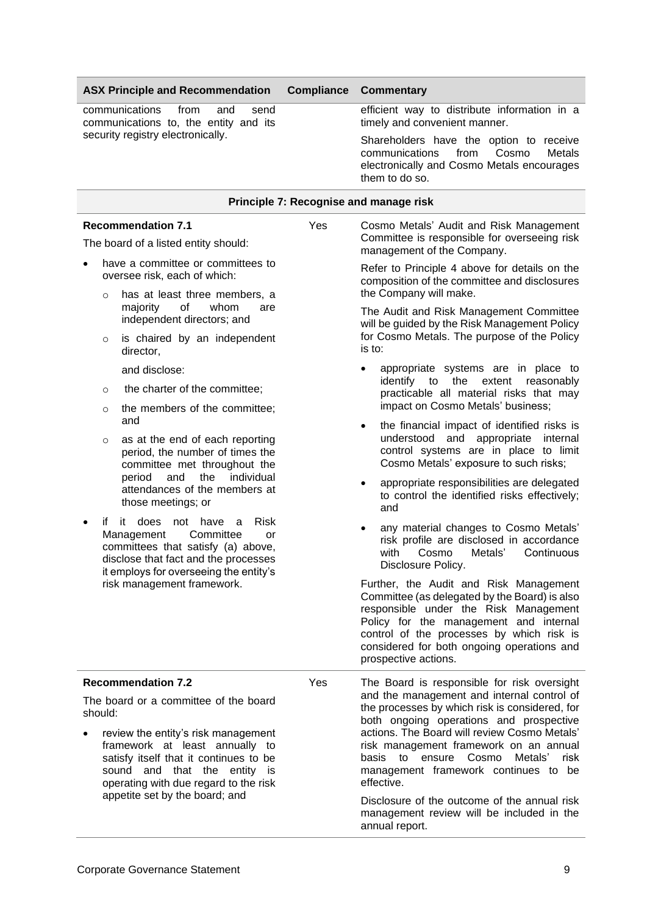| ASX Principle and Recommendation | Compliance | Commentary |
|---|---|---|
| communications from and send communications to, the entity and its security registry electronically. | | efficient way to distribute information in a timely and convenient manner.<br><br>Shareholders have the option to receive communications from Cosmo Metals electronically and Cosmo Metals encourages them to do so. |
| **Principle 7: Recognise and manage risk** | | |
| **Recommendation 7.1**<br><br>The board of a listed entity should:<br><br>• have a committee or committees to oversee risk, each of which:<br>  ○ has at least three members, a majority of whom are independent directors; and<br>  ○ is chaired by an independent director,<br><br>  and disclose:<br>  ○ the charter of the committee;<br>  ○ the members of the committee; and<br>  ○ as at the end of each reporting period, the number of times the committee met throughout the period and the individual attendances of the members at those meetings; or<br><br>• if it does not have a Risk Management Committee or committees that satisfy (a) above, disclose that fact and the processes it employs for overseeing the entity's risk management framework. | Yes | Cosmo Metals' Audit and Risk Management Committee is responsible for overseeing risk management of the Company.<br><br>Refer to Principle 4 above for details on the composition of the committee and disclosures the Company will make.<br><br>The Audit and Risk Management Committee will be guided by the Risk Management Policy for Cosmo Metals. The purpose of the Policy is to:<br><br>• appropriate systems are in place to identify to the extent reasonably practicable all material risks that may impact on Cosmo Metals' business;<br>• the financial impact of identified risks is understood and appropriate internal control systems are in place to limit Cosmo Metals' exposure to such risks;<br>• appropriate responsibilities are delegated to control the identified risks effectively; and<br>• any material changes to Cosmo Metals' risk profile are disclosed in accordance with Cosmo Metals' Continuous Disclosure Policy.<br><br>Further, the Audit and Risk Management Committee (as delegated by the Board) is also responsible under the Risk Management Policy for the management and internal control of the processes by which risk is considered for both ongoing operations and prospective actions. |
| **Recommendation 7.2**<br><br>The board or a committee of the board should:<br><br>• review the entity's risk management framework at least annually to satisfy itself that it continues to be sound and that the entity is operating with due regard to the risk appetite set by the board; and | Yes | The Board is responsible for risk oversight and the management and internal control of the processes by which risk is considered, for both ongoing operations and prospective actions. The Board will review Cosmo Metals' risk management framework on an annual basis to ensure Cosmo Metals' risk management framework continues to be effective.<br><br>Disclosure of the outcome of the annual risk management review will be included in the annual report. |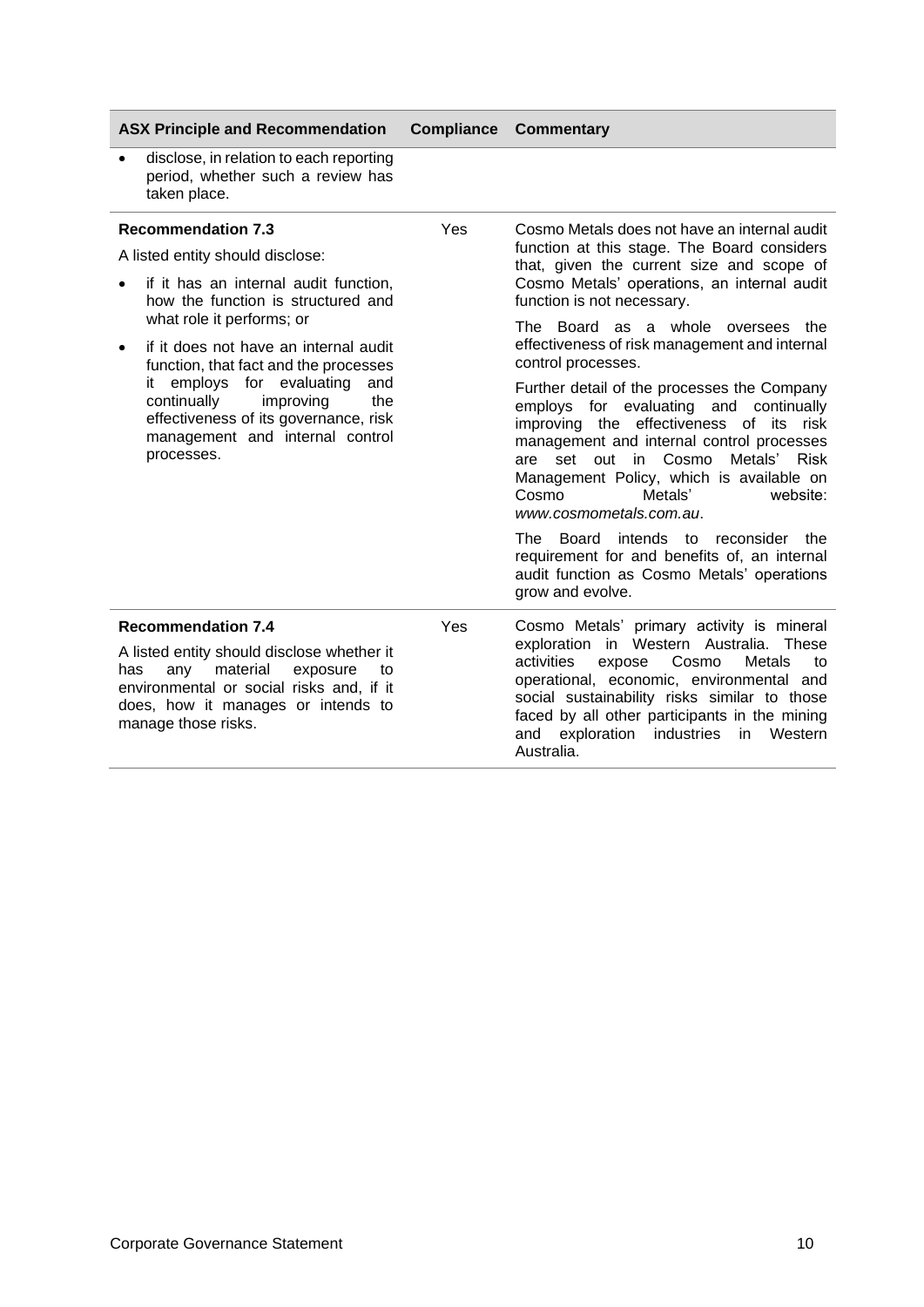| ASX Principle and Recommendation | Compliance | Commentary |
|---|---|---|
| • disclose, in relation to each reporting period, whether such a review has taken place. | | |
| **Recommendation 7.3**<br><br>A listed entity should disclose:<br><br>• if it has an internal audit function, how the function is structured and what role it performs; or<br>• if it does not have an internal audit function, that fact and the processes it employs for evaluating and continually improving the effectiveness of its governance, risk management and internal control processes. | Yes | Cosmo Metals does not have an internal audit function at this stage. The Board considers that, given the current size and scope of Cosmo Metals' operations, an internal audit function is not necessary.<br><br>The Board as a whole oversees the effectiveness of risk management and internal control processes.<br><br>Further detail of the processes the Company employs for evaluating and continually improving the effectiveness of its risk management and internal control processes are set out in Cosmo Metals' Risk Management Policy, which is available on Cosmo Metals' website: *www.cosmometals.com.au*.<br><br>The Board intends to reconsider the requirement for and benefits of, an internal audit function as Cosmo Metals' operations grow and evolve. |
| **Recommendation 7.4**<br><br>A listed entity should disclose whether it has any material exposure to environmental or social risks and, if it does, how it manages or intends to manage those risks. | Yes | Cosmo Metals' primary activity is mineral exploration in Western Australia. These activities expose Cosmo Metals to operational, economic, environmental and social sustainability risks similar to those faced by all other participants in the mining and exploration industries in Western Australia. |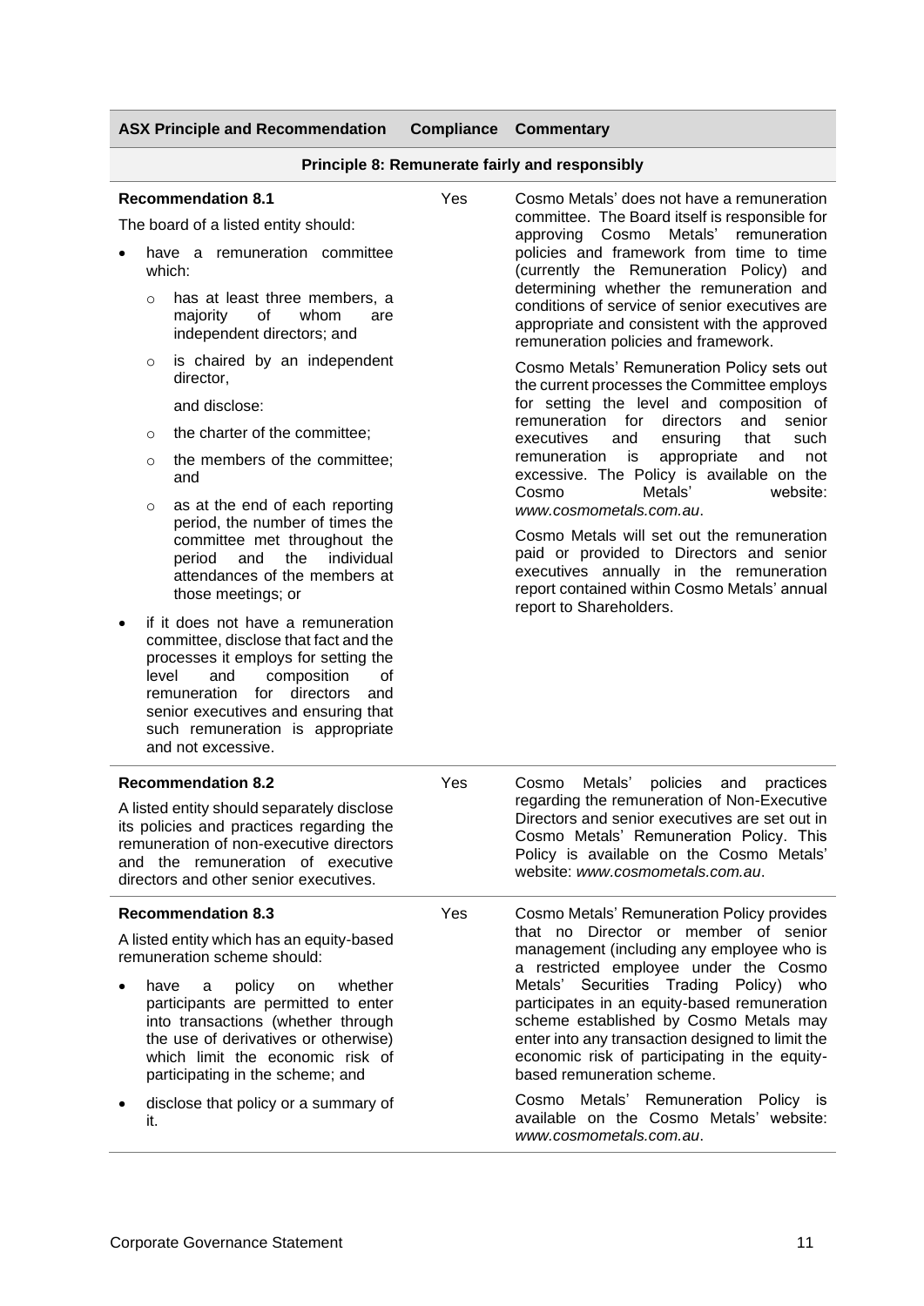| ASX Principle and Recommendation | Compliance | Commentary |
|---|---|---|
| **Principle 8: Remunerate fairly and responsibly** | | |
| **Recommendation 8.1**<br>The board of a listed entity should:<br>• have a remuneration committee which:<br>  ○ has at least three members, a majority of whom are independent directors; and<br>  ○ is chaired by an independent director,<br>  and disclose:<br>  ○ the charter of the committee;<br>  ○ the members of the committee; and<br>  ○ as at the end of each reporting period, the number of times the committee met throughout the period and the individual attendances of the members at those meetings; or<br>• if it does not have a remuneration committee, disclose that fact and the processes it employs for setting the level and composition of remuneration for directors and senior executives and ensuring that such remuneration is appropriate and not excessive. | Yes | Cosmo Metals' does not have a remuneration committee. The Board itself is responsible for approving Cosmo Metals' remuneration policies and framework from time to time (currently the Remuneration Policy) and determining whether the remuneration and conditions of service of senior executives are appropriate and consistent with the approved remuneration policies and framework.<br><br>Cosmo Metals' Remuneration Policy sets out the current processes the Committee employs for setting the level and composition of remuneration for directors and senior executives and ensuring that such remuneration is appropriate and not excessive. The Policy is available on the Cosmo Metals' website: *www.cosmometals.com.au*.<br><br>Cosmo Metals will set out the remuneration paid or provided to Directors and senior executives annually in the remuneration report contained within Cosmo Metals' annual report to Shareholders. |
| **Recommendation 8.2**<br>A listed entity should separately disclose its policies and practices regarding the remuneration of non-executive directors and the remuneration of executive directors and other senior executives. | Yes | Cosmo Metals' policies and practices regarding the remuneration of Non-Executive Directors and senior executives are set out in Cosmo Metals' Remuneration Policy. This Policy is available on the Cosmo Metals' website: *www.cosmometals.com.au*. |
| **Recommendation 8.3**<br>A listed entity which has an equity-based remuneration scheme should:<br>• have a policy on whether participants are permitted to enter into transactions (whether through the use of derivatives or otherwise) which limit the economic risk of participating in the scheme; and<br>• disclose that policy or a summary of it. | Yes | Cosmo Metals' Remuneration Policy provides that no Director or member of senior management (including any employee who is a restricted employee under the Cosmo Metals' Securities Trading Policy) who participates in an equity-based remuneration scheme established by Cosmo Metals may enter into any transaction designed to limit the economic risk of participating in the equity-based remuneration scheme.<br><br>Cosmo Metals' Remuneration Policy is available on the Cosmo Metals' website: *www.cosmometals.com.au*. |